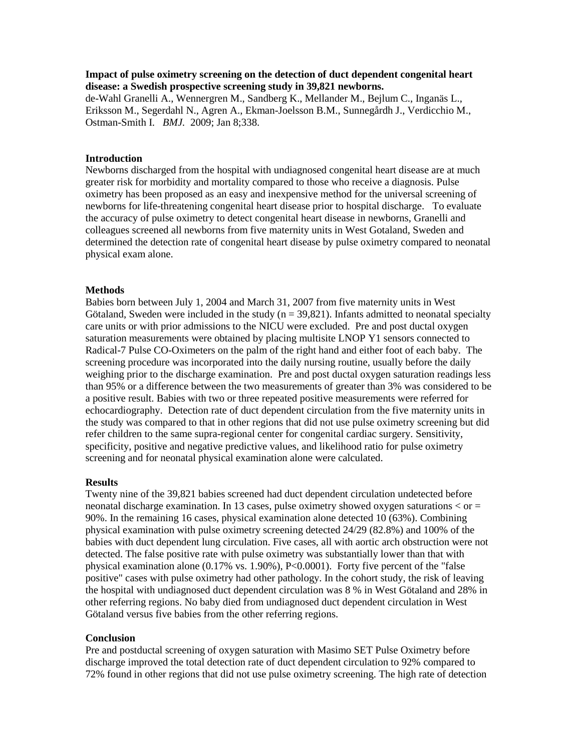**Impact of pulse oximetry screening on the detection of duct dependent congenital heart disease: a Swedish prospective screening study in 39,821 newborns.**

de-Wahl Granelli A., Wennergren M., Sandberg K., Mellander M., Bejlum C., Inganäs L., Eriksson M., Segerdahl N., Agren A., Ekman-Joelsson B.M., Sunnegårdh J., Verdicchio M., Ostman-Smith I. *BMJ.* 2009; Jan 8;338.

## Introduction

Newborns discharged from the hospital with undiagnosed congenital heart disease are at much greater risk for morbidity and mortality compared to those who receive a diagnosis. Pulse oximetry has been proposed as an easy and inexpensive method for the universal screening of newborns for life-threatening congenital heart disease prior to hospital discharge. To evaluate the accuracy of pulse oximetry to detect congenital heart disease in newborns, Granelli and colleagues screened all newborns from five maternity units in West Gotaland, Sweden and determined the detection rate of congenital heart disease by pulse oximetry compared to neonatal physical exam alone.

## Methods

Babies born between July 1, 2004 and March 31, 2007 from five maternity units in West Götaland, Sweden were included in the study (n = 39,821). Infants admitted to neonatal specialty care units or with prior admissions to the NICU were excluded. Pre and post ductal oxygen saturation measurements were obtained by placing multisite LNOP Y1 sensors connected to Radical-7 Pulse CO-Oximeters on the palm of the right hand and either foot of each baby. The screening procedure was incorporated into the daily nursing routine, usually before the daily weighing prior to the discharge examination. Pre and post ductal oxygen saturation readings less than 95% or a difference between the two measurements of greater than 3% was considered to be a positive result. Babies with two or three repeated positive measurements were referred for echocardiography. Detection rate of duct dependent circulation from the five maternity units in the study was compared to that in other regions that did not use pulse oximetry screening but did refer children to the same supra-regional center for congenital cardiac surgery. Sensitivity, specificity, positive and negative predictive values, and likelihood ratio for pulse oximetry screening and for neonatal physical examination alone were calculated.

## Results

Twenty nine of the 39,821 babies screened had duct dependent circulation undetected before neonatal discharge examination. In 13 cases, pulse oximetry showed oxygen saturations < or = 90%. In the remaining 16 cases, physical examination alone detected 10 (63%). Combining physical examination with pulse oximetry screening detected 24/29 (82.8%) and 100% of the babies with duct dependent lung circulation. Five cases, all with aortic arch obstruction were not detected. The false positive rate with pulse oximetry was substantially lower than that with physical examination alone (0.17% vs. 1.90%), P<0.0001). Forty five percent of the "false positive" cases with pulse oximetry had other pathology. In the cohort study, the risk of leaving the hospital with undiagnosed duct dependent circulation was 8 % in West Götaland and 28% in other referring regions. No baby died from undiagnosed duct dependent circulation in West Götaland versus five babies from the other referring regions.

## Conclusion

Pre and postductal screening of oxygen saturation with Masimo SET Pulse Oximetry before discharge improved the total detection rate of duct dependent circulation to 92% compared to 72% found in other regions that did not use pulse oximetry screening. The high rate of detection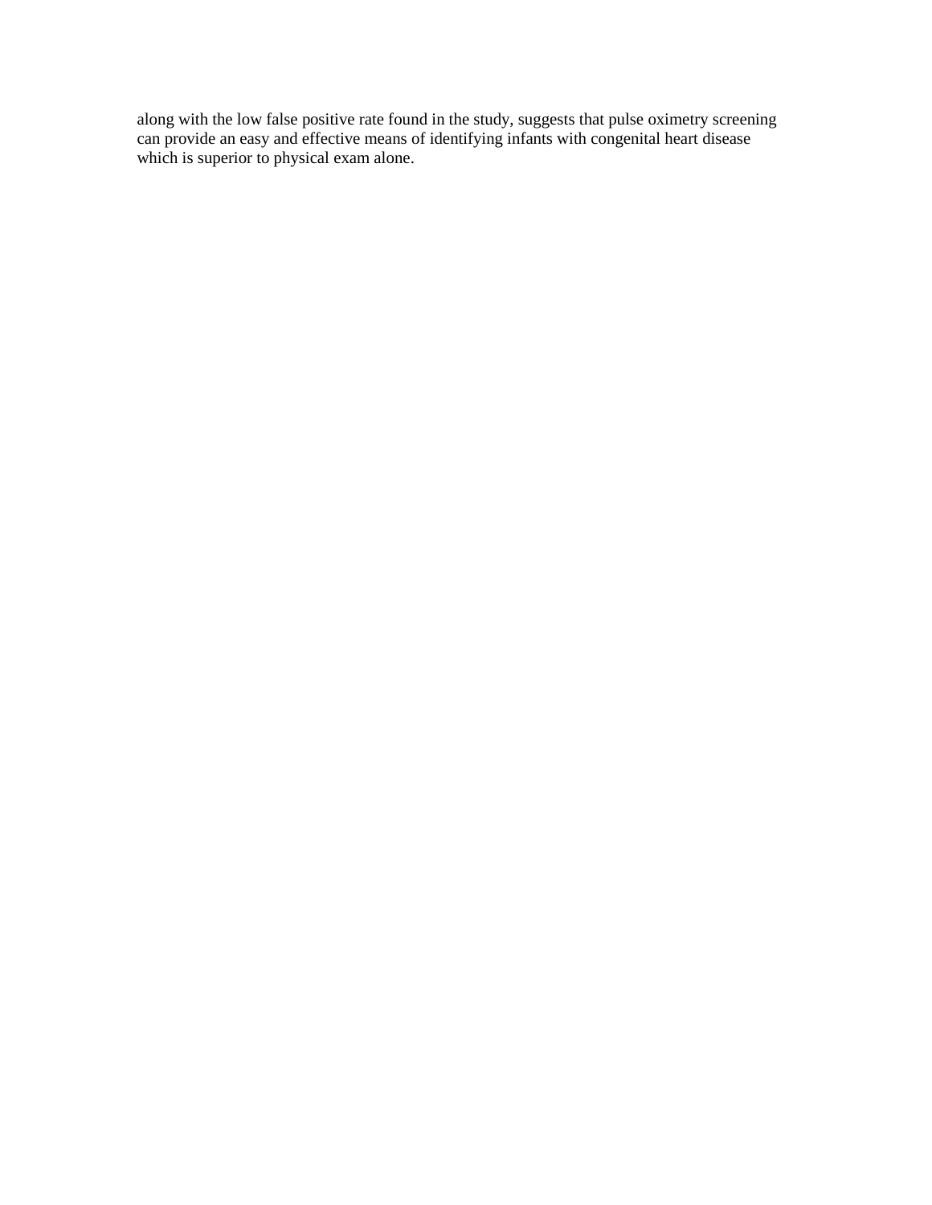along with the low false positive rate found in the study, suggests that pulse oximetry screening can provide an easy and effective means of identifying infants with congenital heart disease which is superior to physical exam alone.